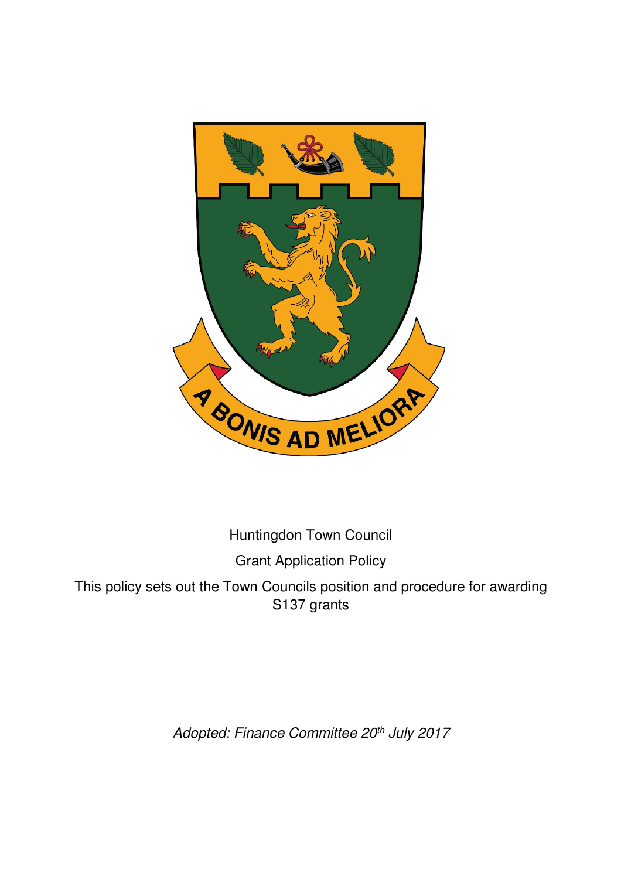Huntingdon Town Council

Grant Application Policy

This policy sets out the Town Councils position and procedure for awarding S137 grants

*Adopted: Finance Committee 20th July 2017*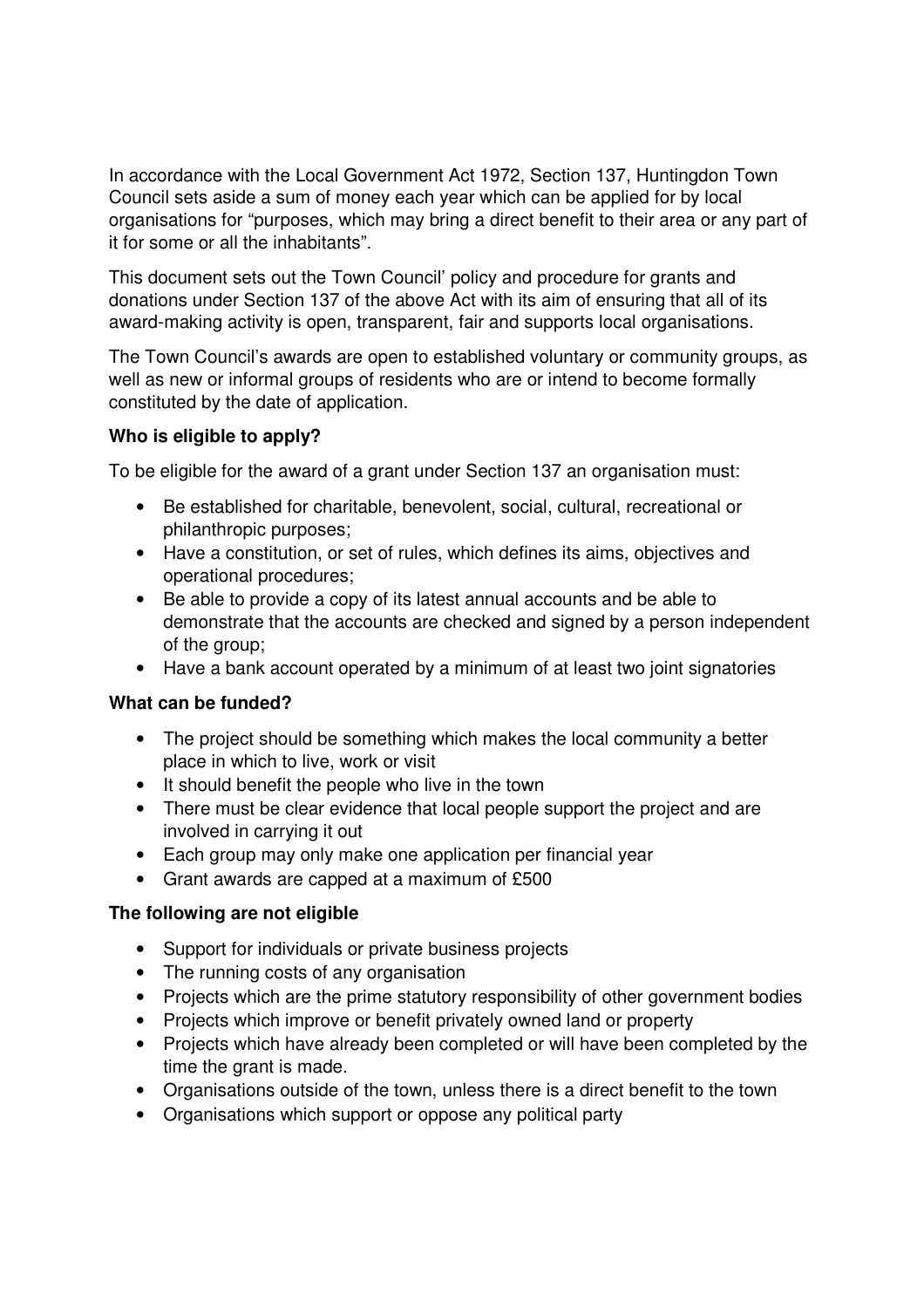In accordance with the Local Government Act 1972, Section 137, Huntingdon Town Council sets aside a sum of money each year which can be applied for by local organisations for "purposes, which may bring a direct benefit to their area or any part of it for some or all the inhabitants".

This document sets out the Town Council' policy and procedure for grants and donations under Section 137 of the above Act with its aim of ensuring that all of its award-making activity is open, transparent, fair and supports local organisations.

The Town Council's awards are open to established voluntary or community groups, as well as new or informal groups of residents who are or intend to become formally constituted by the date of application.

**Who is eligible to apply?**

To be eligible for the award of a grant under Section 137 an organisation must:

- Be established for charitable, benevolent, social, cultural, recreational or philanthropic purposes;
- Have a constitution, or set of rules, which defines its aims, objectives and operational procedures;
- Be able to provide a copy of its latest annual accounts and be able to demonstrate that the accounts are checked and signed by a person independent of the group;
- Have a bank account operated by a minimum of at least two joint signatories

**What can be funded?**

- The project should be something which makes the local community a better place in which to live, work or visit
- It should benefit the people who live in the town
- There must be clear evidence that local people support the project and are involved in carrying it out
- Each group may only make one application per financial year
- Grant awards are capped at a maximum of £500

**The following are not eligible**

- Support for individuals or private business projects
- The running costs of any organisation
- Projects which are the prime statutory responsibility of other government bodies
- Projects which improve or benefit privately owned land or property
- Projects which have already been completed or will have been completed by the time the grant is made.
- Organisations outside of the town, unless there is a direct benefit to the town
- Organisations which support or oppose any political party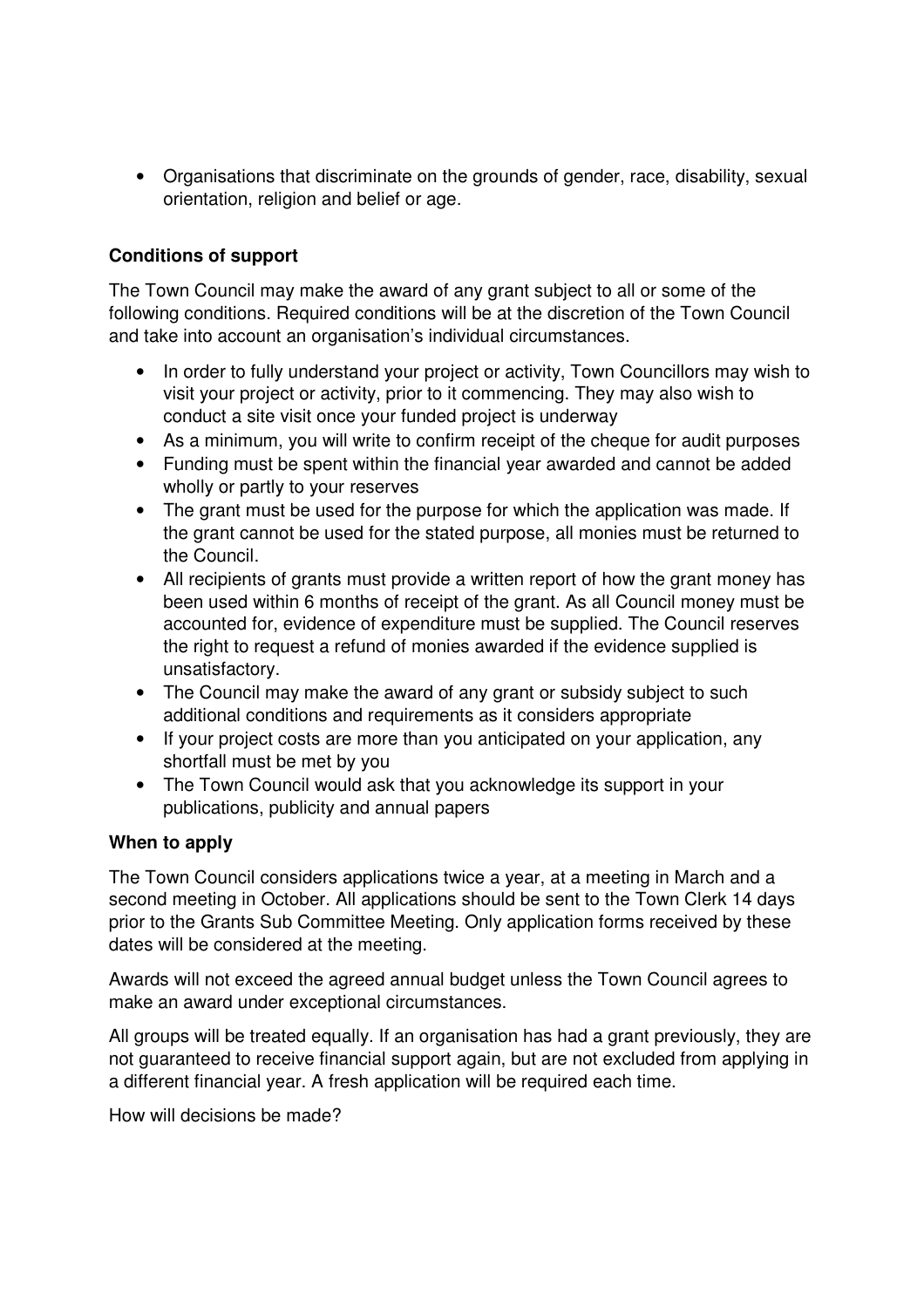- Organisations that discriminate on the grounds of gender, race, disability, sexual orientation, religion and belief or age.

**Conditions of support**

The Town Council may make the award of any grant subject to all or some of the following conditions. Required conditions will be at the discretion of the Town Council and take into account an organisation's individual circumstances.

- In order to fully understand your project or activity, Town Councillors may wish to visit your project or activity, prior to it commencing. They may also wish to conduct a site visit once your funded project is underway
- As a minimum, you will write to confirm receipt of the cheque for audit purposes
- Funding must be spent within the financial year awarded and cannot be added wholly or partly to your reserves
- The grant must be used for the purpose for which the application was made. If the grant cannot be used for the stated purpose, all monies must be returned to the Council.
- All recipients of grants must provide a written report of how the grant money has been used within 6 months of receipt of the grant. As all Council money must be accounted for, evidence of expenditure must be supplied. The Council reserves the right to request a refund of monies awarded if the evidence supplied is unsatisfactory.
- The Council may make the award of any grant or subsidy subject to such additional conditions and requirements as it considers appropriate
- If your project costs are more than you anticipated on your application, any shortfall must be met by you
- The Town Council would ask that you acknowledge its support in your publications, publicity and annual papers

**When to apply**

The Town Council considers applications twice a year, at a meeting in March and a second meeting in October. All applications should be sent to the Town Clerk 14 days prior to the Grants Sub Committee Meeting. Only application forms received by these dates will be considered at the meeting.

Awards will not exceed the agreed annual budget unless the Town Council agrees to make an award under exceptional circumstances.

All groups will be treated equally. If an organisation has had a grant previously, they are not guaranteed to receive financial support again, but are not excluded from applying in a different financial year. A fresh application will be required each time.

How will decisions be made?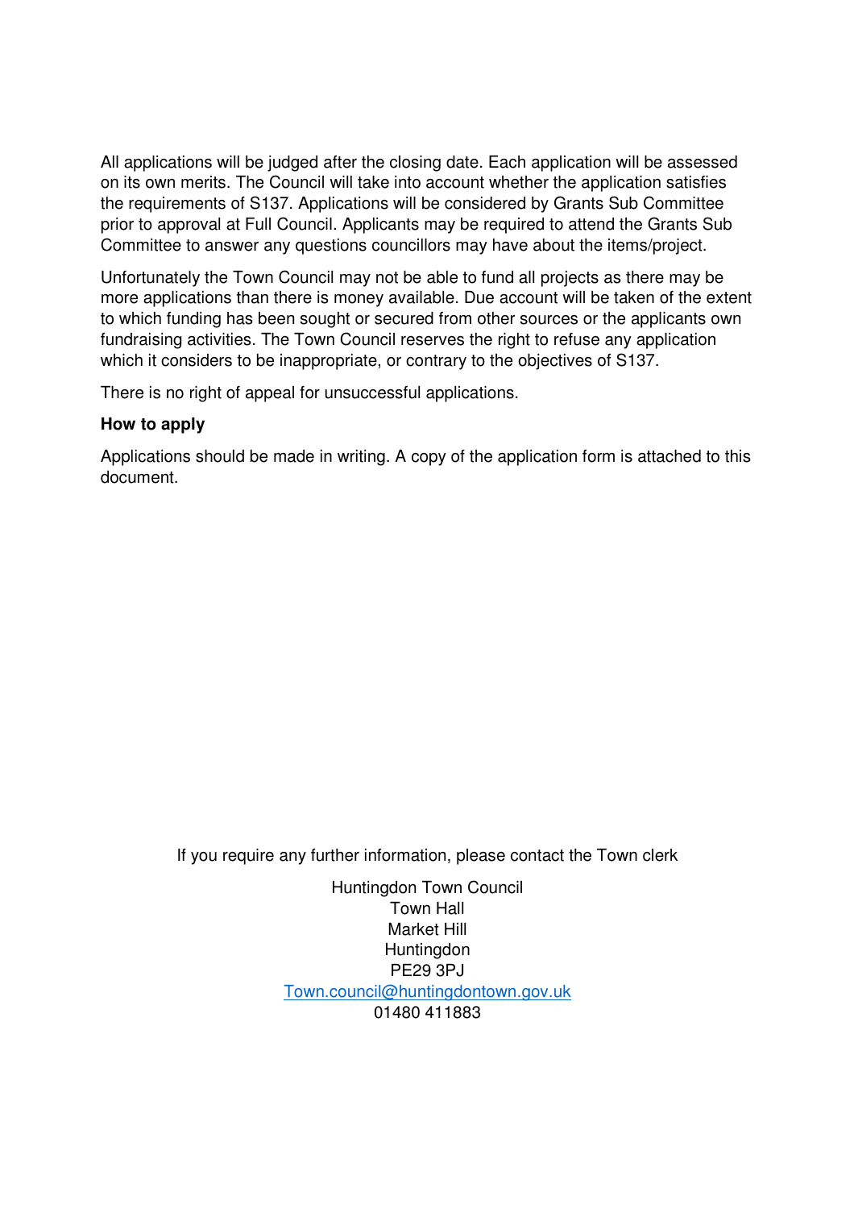All applications will be judged after the closing date. Each application will be assessed on its own merits. The Council will take into account whether the application satisfies the requirements of S137. Applications will be considered by Grants Sub Committee prior to approval at Full Council. Applicants may be required to attend the Grants Sub Committee to answer any questions councillors may have about the items/project.

Unfortunately the Town Council may not be able to fund all projects as there may be more applications than there is money available. Due account will be taken of the extent to which funding has been sought or secured from other sources or the applicants own fundraising activities. The Town Council reserves the right to refuse any application which it considers to be inappropriate, or contrary to the objectives of S137.

There is no right of appeal for unsuccessful applications.

**How to apply**

Applications should be made in writing. A copy of the application form is attached to this document.

If you require any further information, please contact the Town clerk

Huntingdon Town Council
Town Hall
Market Hill
Huntingdon
PE29 3PJ
[Town.council@huntingdontown.gov.uk](mailto:Town.council@huntingdontown.gov.uk)
01480 411883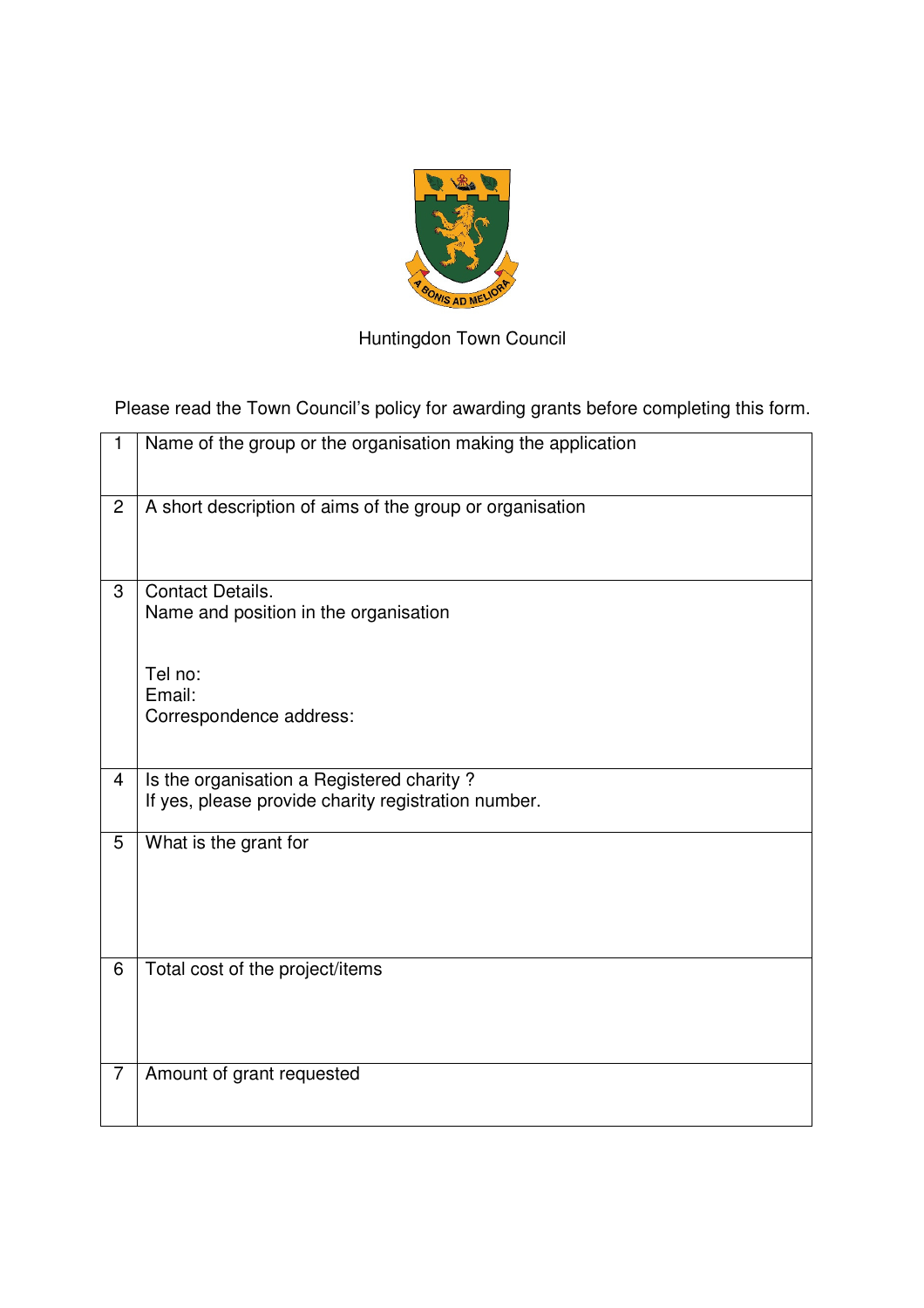Huntingdon Town Council

Please read the Town Council's policy for awarding grants before completing this form.

| | |
|---|---|
| 1 | Name of the group or the organisation making the application |
| 2 | A short description of aims of the group or organisation |
| 3 | Contact Details.<br>Name and position in the organisation<br><br>Tel no:<br>Email:<br>Correspondence address: |
| 4 | Is the organisation a Registered charity ?<br>If yes, please provide charity registration number. |
| 5 | What is the grant for |
| 6 | Total cost of the project/items |
| 7 | Amount of grant requested |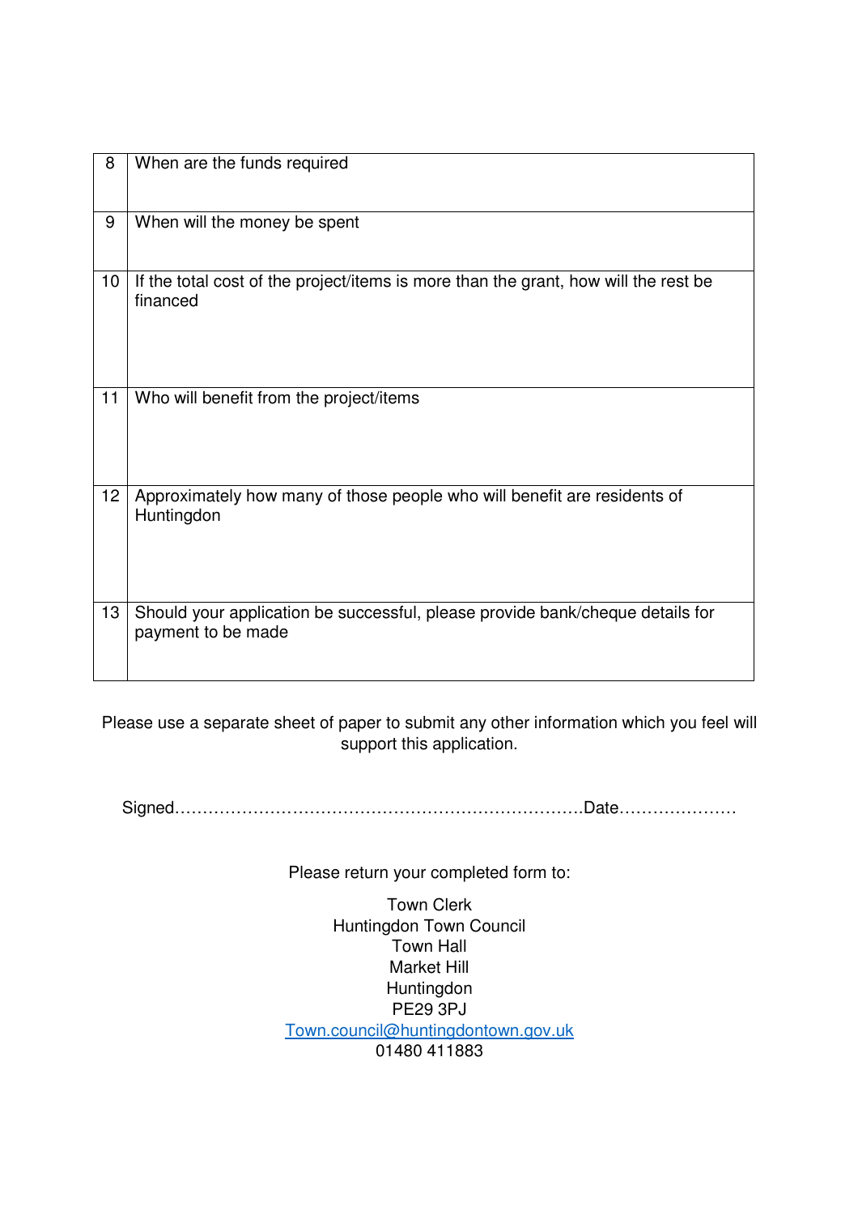| | |
|---|---|
| 8 | When are the funds required |
| 9 | When will the money be spent |
| 10 | If the total cost of the project/items is more than the grant, how will the rest be financed |
| 11 | Who will benefit from the project/items |
| 12 | Approximately how many of those people who will benefit are residents of Huntingdon |
| 13 | Should your application be successful, please provide bank/cheque details for payment to be made |

Please use a separate sheet of paper to submit any other information which you feel will support this application.

Signed………………………………………………………………Date…………………

Please return your completed form to:

Town Clerk
Huntingdon Town Council
Town Hall
Market Hill
Huntingdon
PE29 3PJ
Town.council@huntingdontown.gov.uk
01480 411883